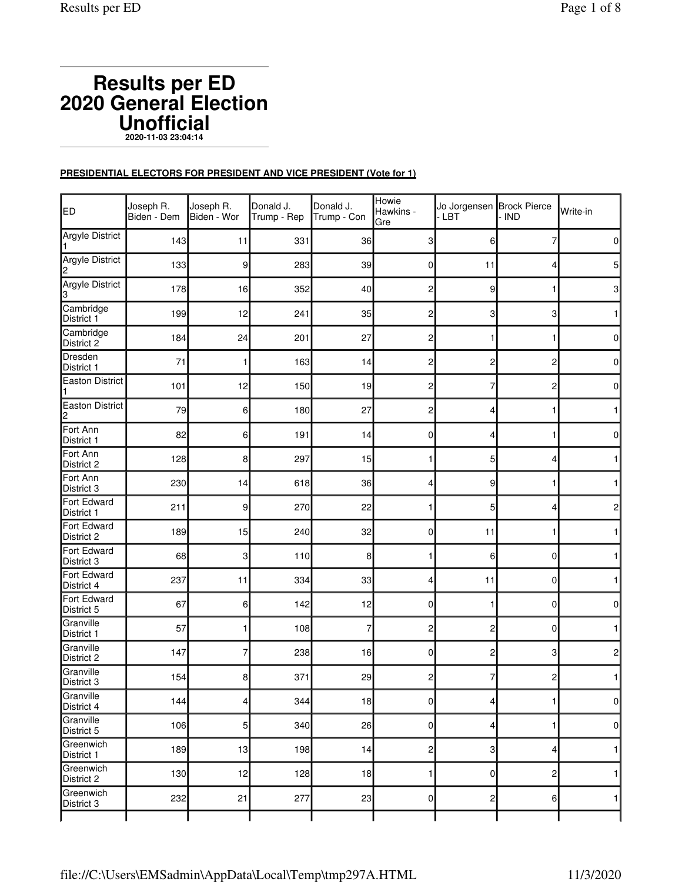# Results per ED
# 2020 General Election
# Unofficial

**2020-11-03 23:04:14**

**PRESIDENTIAL ELECTORS FOR PRESIDENT AND VICE PRESIDENT (Vote for 1)**

| ED | Joseph R. Biden - Dem | Joseph R. Biden - Wor | Donald J. Trump - Rep | Donald J. Trump - Con | Howie Hawkins - Gre | Jo Jorgensen - LBT | Brock Pierce - IND | Write-in |
|---|---|---|---|---|---|---|---|---|
| Argyle District 1 | 143 | 11 | 331 | 36 | 3 | 6 | 7 | 0 |
| Argyle District 2 | 133 | 9 | 283 | 39 | 0 | 11 | 4 | 5 |
| Argyle District 3 | 178 | 16 | 352 | 40 | 2 | 9 | 1 | 3 |
| Cambridge District 1 | 199 | 12 | 241 | 35 | 2 | 3 | 3 | 1 |
| Cambridge District 2 | 184 | 24 | 201 | 27 | 2 | 1 | 1 | 0 |
| Dresden District 1 | 71 | 1 | 163 | 14 | 2 | 2 | 2 | 0 |
| Easton District 1 | 101 | 12 | 150 | 19 | 2 | 7 | 2 | 0 |
| Easton District 2 | 79 | 6 | 180 | 27 | 2 | 4 | 1 | 1 |
| Fort Ann District 1 | 82 | 6 | 191 | 14 | 0 | 4 | 1 | 0 |
| Fort Ann District 2 | 128 | 8 | 297 | 15 | 1 | 5 | 4 | 1 |
| Fort Ann District 3 | 230 | 14 | 618 | 36 | 4 | 9 | 1 | 1 |
| Fort Edward District 1 | 211 | 9 | 270 | 22 | 1 | 5 | 4 | 2 |
| Fort Edward District 2 | 189 | 15 | 240 | 32 | 0 | 11 | 1 | 1 |
| Fort Edward District 3 | 68 | 3 | 110 | 8 | 1 | 6 | 0 | 1 |
| Fort Edward District 4 | 237 | 11 | 334 | 33 | 4 | 11 | 0 | 1 |
| Fort Edward District 5 | 67 | 6 | 142 | 12 | 0 | 1 | 0 | 0 |
| Granville District 1 | 57 | 1 | 108 | 7 | 2 | 2 | 0 | 1 |
| Granville District 2 | 147 | 7 | 238 | 16 | 0 | 2 | 3 | 2 |
| Granville District 3 | 154 | 8 | 371 | 29 | 2 | 7 | 2 | 1 |
| Granville District 4 | 144 | 4 | 344 | 18 | 0 | 4 | 1 | 0 |
| Granville District 5 | 106 | 5 | 340 | 26 | 0 | 4 | 1 | 0 |
| Greenwich District 1 | 189 | 13 | 198 | 14 | 2 | 3 | 4 | 1 |
| Greenwich District 2 | 130 | 12 | 128 | 18 | 1 | 0 | 2 | 1 |
| Greenwich District 3 | 232 | 21 | 277 | 23 | 0 | 2 | 6 | 1 |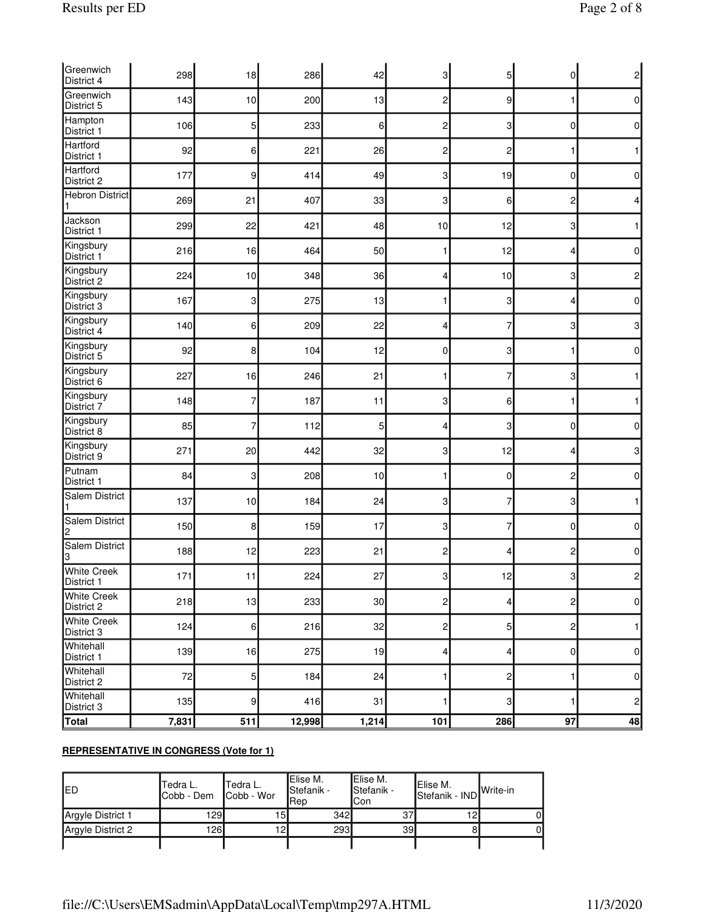| | | | | | | | | |
|---|---|---|---|---|---|---|---|---|
| Greenwich District 4 | 298 | 18 | 286 | 42 | 3 | 5 | 0 | 2 |
| Greenwich District 5 | 143 | 10 | 200 | 13 | 2 | 9 | 1 | 0 |
| Hampton District 1 | 106 | 5 | 233 | 6 | 2 | 3 | 0 | 0 |
| Hartford District 1 | 92 | 6 | 221 | 26 | 2 | 2 | 1 | 1 |
| Hartford District 2 | 177 | 9 | 414 | 49 | 3 | 19 | 0 | 0 |
| Hebron District 1 | 269 | 21 | 407 | 33 | 3 | 6 | 2 | 4 |
| Jackson District 1 | 299 | 22 | 421 | 48 | 10 | 12 | 3 | 1 |
| Kingsbury District 1 | 216 | 16 | 464 | 50 | 1 | 12 | 4 | 0 |
| Kingsbury District 2 | 224 | 10 | 348 | 36 | 4 | 10 | 3 | 2 |
| Kingsbury District 3 | 167 | 3 | 275 | 13 | 1 | 3 | 4 | 0 |
| Kingsbury District 4 | 140 | 6 | 209 | 22 | 4 | 7 | 3 | 3 |
| Kingsbury District 5 | 92 | 8 | 104 | 12 | 0 | 3 | 1 | 0 |
| Kingsbury District 6 | 227 | 16 | 246 | 21 | 1 | 7 | 3 | 1 |
| Kingsbury District 7 | 148 | 7 | 187 | 11 | 3 | 6 | 1 | 1 |
| Kingsbury District 8 | 85 | 7 | 112 | 5 | 4 | 3 | 0 | 0 |
| Kingsbury District 9 | 271 | 20 | 442 | 32 | 3 | 12 | 4 | 3 |
| Putnam District 1 | 84 | 3 | 208 | 10 | 1 | 0 | 2 | 0 |
| Salem District 1 | 137 | 10 | 184 | 24 | 3 | 7 | 3 | 1 |
| Salem District 2 | 150 | 8 | 159 | 17 | 3 | 7 | 0 | 0 |
| Salem District 3 | 188 | 12 | 223 | 21 | 2 | 4 | 2 | 0 |
| White Creek District 1 | 171 | 11 | 224 | 27 | 3 | 12 | 3 | 2 |
| White Creek District 2 | 218 | 13 | 233 | 30 | 2 | 4 | 2 | 0 |
| White Creek District 3 | 124 | 6 | 216 | 32 | 2 | 5 | 2 | 1 |
| Whitehall District 1 | 139 | 16 | 275 | 19 | 4 | 4 | 0 | 0 |
| Whitehall District 2 | 72 | 5 | 184 | 24 | 1 | 2 | 1 | 0 |
| Whitehall District 3 | 135 | 9 | 416 | 31 | 1 | 3 | 1 | 2 |
| **Total** | **7,831** | **511** | **12,998** | **1,214** | **101** | **286** | **97** | **48** |

**REPRESENTATIVE IN CONGRESS (Vote for 1)**

| ED | Tedra L. Cobb - Dem | Tedra L. Cobb - Wor | Elise M. Stefanik - Rep | Elise M. Stefanik - Con | Elise M. Stefanik - IND | Write-in |
|---|---|---|---|---|---|---|
| Argyle District 1 | 129 | 15 | 342 | 37 | 12 | 0 |
| Argyle District 2 | 126 | 12 | 293 | 39 | 8 | 0 |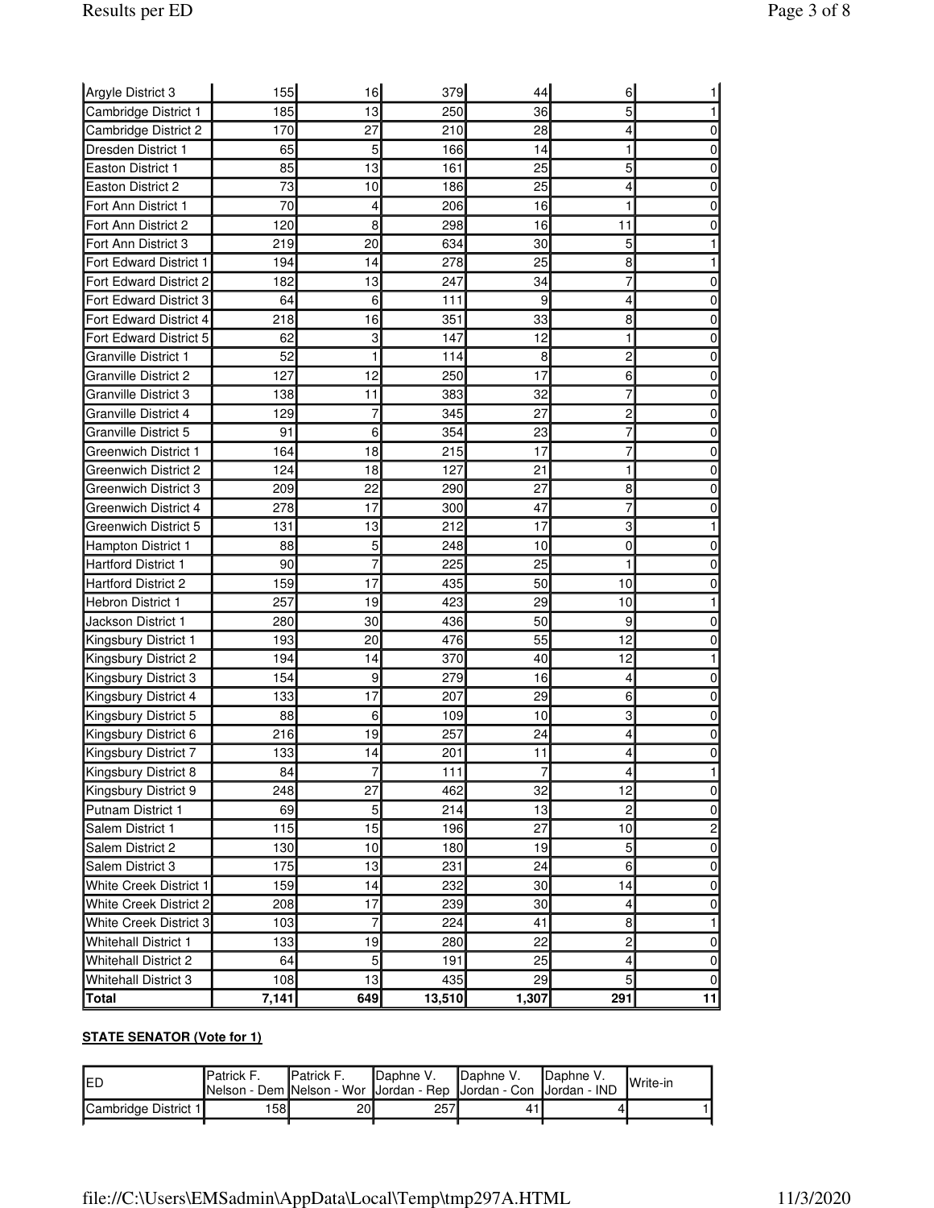| | | | | | | |
|---|---|---|---|---|---|---|
| Argyle District 3 | 155 | 16 | 379 | 44 | 6 | 1 |
| Cambridge District 1 | 185 | 13 | 250 | 36 | 5 | 1 |
| Cambridge District 2 | 170 | 27 | 210 | 28 | 4 | 0 |
| Dresden District 1 | 65 | 5 | 166 | 14 | 1 | 0 |
| Easton District 1 | 85 | 13 | 161 | 25 | 5 | 0 |
| Easton District 2 | 73 | 10 | 186 | 25 | 4 | 0 |
| Fort Ann District 1 | 70 | 4 | 206 | 16 | 1 | 0 |
| Fort Ann District 2 | 120 | 8 | 298 | 16 | 11 | 0 |
| Fort Ann District 3 | 219 | 20 | 634 | 30 | 5 | 1 |
| Fort Edward District 1 | 194 | 14 | 278 | 25 | 8 | 1 |
| Fort Edward District 2 | 182 | 13 | 247 | 34 | 7 | 0 |
| Fort Edward District 3 | 64 | 6 | 111 | 9 | 4 | 0 |
| Fort Edward District 4 | 218 | 16 | 351 | 33 | 8 | 0 |
| Fort Edward District 5 | 62 | 3 | 147 | 12 | 1 | 0 |
| Granville District 1 | 52 | 1 | 114 | 8 | 2 | 0 |
| Granville District 2 | 127 | 12 | 250 | 17 | 6 | 0 |
| Granville District 3 | 138 | 11 | 383 | 32 | 7 | 0 |
| Granville District 4 | 129 | 7 | 345 | 27 | 2 | 0 |
| Granville District 5 | 91 | 6 | 354 | 23 | 7 | 0 |
| Greenwich District 1 | 164 | 18 | 215 | 17 | 7 | 0 |
| Greenwich District 2 | 124 | 18 | 127 | 21 | 1 | 0 |
| Greenwich District 3 | 209 | 22 | 290 | 27 | 8 | 0 |
| Greenwich District 4 | 278 | 17 | 300 | 47 | 7 | 0 |
| Greenwich District 5 | 131 | 13 | 212 | 17 | 3 | 1 |
| Hampton District 1 | 88 | 5 | 248 | 10 | 0 | 0 |
| Hartford District 1 | 90 | 7 | 225 | 25 | 1 | 0 |
| Hartford District 2 | 159 | 17 | 435 | 50 | 10 | 0 |
| Hebron District 1 | 257 | 19 | 423 | 29 | 10 | 1 |
| Jackson District 1 | 280 | 30 | 436 | 50 | 9 | 0 |
| Kingsbury District 1 | 193 | 20 | 476 | 55 | 12 | 0 |
| Kingsbury District 2 | 194 | 14 | 370 | 40 | 12 | 1 |
| Kingsbury District 3 | 154 | 9 | 279 | 16 | 4 | 0 |
| Kingsbury District 4 | 133 | 17 | 207 | 29 | 6 | 0 |
| Kingsbury District 5 | 88 | 6 | 109 | 10 | 3 | 0 |
| Kingsbury District 6 | 216 | 19 | 257 | 24 | 4 | 0 |
| Kingsbury District 7 | 133 | 14 | 201 | 11 | 4 | 0 |
| Kingsbury District 8 | 84 | 7 | 111 | 7 | 4 | 1 |
| Kingsbury District 9 | 248 | 27 | 462 | 32 | 12 | 0 |
| Putnam District 1 | 69 | 5 | 214 | 13 | 2 | 0 |
| Salem District 1 | 115 | 15 | 196 | 27 | 10 | 2 |
| Salem District 2 | 130 | 10 | 180 | 19 | 5 | 0 |
| Salem District 3 | 175 | 13 | 231 | 24 | 6 | 0 |
| White Creek District 1 | 159 | 14 | 232 | 30 | 14 | 0 |
| White Creek District 2 | 208 | 17 | 239 | 30 | 4 | 0 |
| White Creek District 3 | 103 | 7 | 224 | 41 | 8 | 1 |
| Whitehall District 1 | 133 | 19 | 280 | 22 | 2 | 0 |
| Whitehall District 2 | 64 | 5 | 191 | 25 | 4 | 0 |
| Whitehall District 3 | 108 | 13 | 435 | 29 | 5 | 0 |
| **Total** | **7,141** | **649** | **13,510** | **1,307** | **291** | **11** |

**STATE SENATOR (Vote for 1)**

| ED | Patrick F. Nelson - Dem | Patrick F. Nelson - Wor | Daphne V. Jordan - Rep | Daphne V. Jordan - Con | Daphne V. Jordan - IND | Write-in |
|---|---|---|---|---|---|---|
| Cambridge District 1 | 158 | 20 | 257 | 41 | 4 | 1 |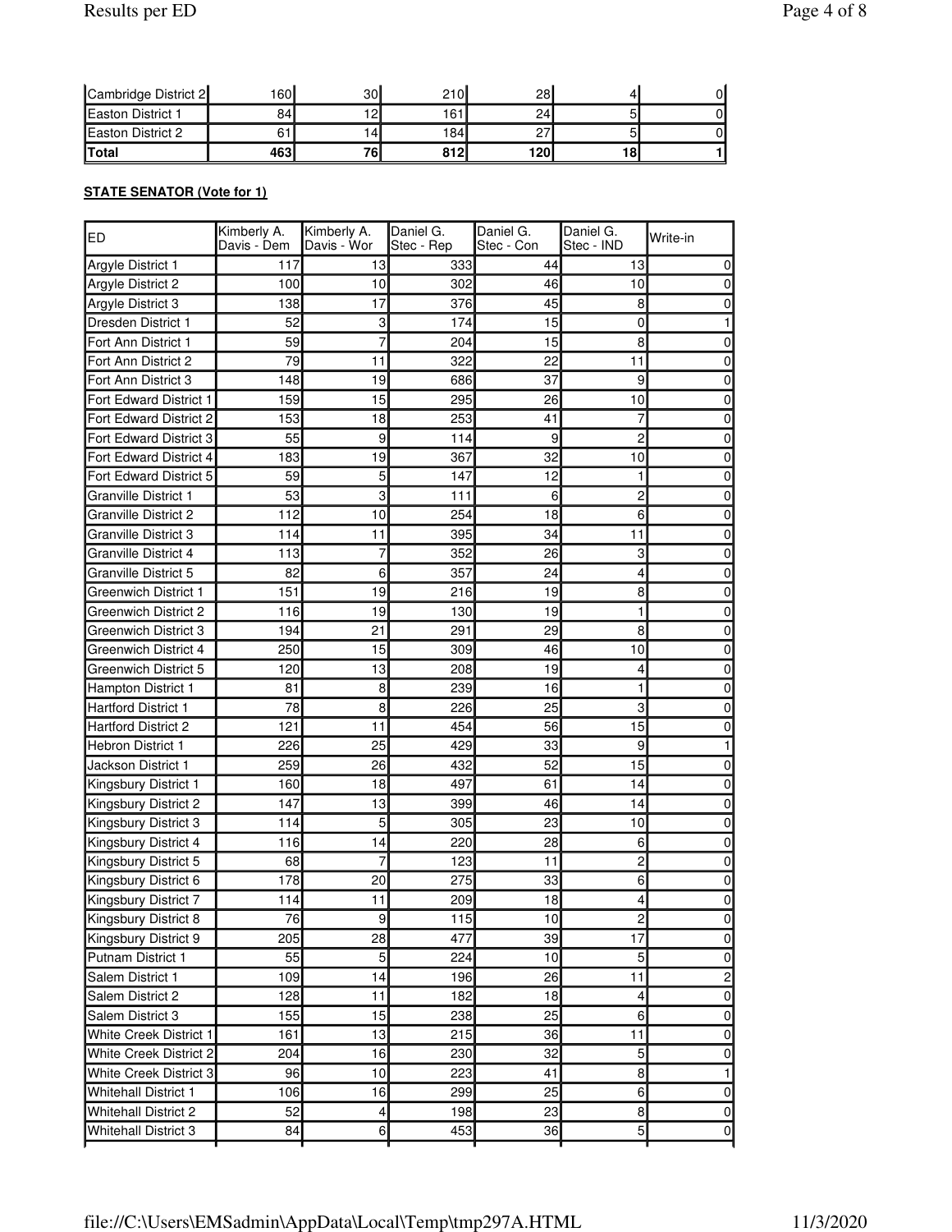| Cambridge District 2 | 160 | 30 | 210 | 28 | 4 | 0 |
|---|---|---|---|---|---|---|
| Easton District 1 | 84 | 12 | 161 | 24 | 5 | 0 |
| Easton District 2 | 61 | 14 | 184 | 27 | 5 | 0 |
| **Total** | **463** | **76** | **812** | **120** | **18** | **1** |

**STATE SENATOR (Vote for 1)**

| ED | Kimberly A. Davis - Dem | Kimberly A. Davis - Wor | Daniel G. Stec - Rep | Daniel G. Stec - Con | Daniel G. Stec - IND | Write-in |
|---|---|---|---|---|---|---|
| Argyle District 1 | 117 | 13 | 333 | 44 | 13 | 0 |
| Argyle District 2 | 100 | 10 | 302 | 46 | 10 | 0 |
| Argyle District 3 | 138 | 17 | 376 | 45 | 8 | 0 |
| Dresden District 1 | 52 | 3 | 174 | 15 | 0 | 1 |
| Fort Ann District 1 | 59 | 7 | 204 | 15 | 8 | 0 |
| Fort Ann District 2 | 79 | 11 | 322 | 22 | 11 | 0 |
| Fort Ann District 3 | 148 | 19 | 686 | 37 | 9 | 0 |
| Fort Edward District 1 | 159 | 15 | 295 | 26 | 10 | 0 |
| Fort Edward District 2 | 153 | 18 | 253 | 41 | 7 | 0 |
| Fort Edward District 3 | 55 | 9 | 114 | 9 | 2 | 0 |
| Fort Edward District 4 | 183 | 19 | 367 | 32 | 10 | 0 |
| Fort Edward District 5 | 59 | 5 | 147 | 12 | 1 | 0 |
| Granville District 1 | 53 | 3 | 111 | 6 | 2 | 0 |
| Granville District 2 | 112 | 10 | 254 | 18 | 6 | 0 |
| Granville District 3 | 114 | 11 | 395 | 34 | 11 | 0 |
| Granville District 4 | 113 | 7 | 352 | 26 | 3 | 0 |
| Granville District 5 | 82 | 6 | 357 | 24 | 4 | 0 |
| Greenwich District 1 | 151 | 19 | 216 | 19 | 8 | 0 |
| Greenwich District 2 | 116 | 19 | 130 | 19 | 1 | 0 |
| Greenwich District 3 | 194 | 21 | 291 | 29 | 8 | 0 |
| Greenwich District 4 | 250 | 15 | 309 | 46 | 10 | 0 |
| Greenwich District 5 | 120 | 13 | 208 | 19 | 4 | 0 |
| Hampton District 1 | 81 | 8 | 239 | 16 | 1 | 0 |
| Hartford District 1 | 78 | 8 | 226 | 25 | 3 | 0 |
| Hartford District 2 | 121 | 11 | 454 | 56 | 15 | 0 |
| Hebron District 1 | 226 | 25 | 429 | 33 | 9 | 1 |
| Jackson District 1 | 259 | 26 | 432 | 52 | 15 | 0 |
| Kingsbury District 1 | 160 | 18 | 497 | 61 | 14 | 0 |
| Kingsbury District 2 | 147 | 13 | 399 | 46 | 14 | 0 |
| Kingsbury District 3 | 114 | 5 | 305 | 23 | 10 | 0 |
| Kingsbury District 4 | 116 | 14 | 220 | 28 | 6 | 0 |
| Kingsbury District 5 | 68 | 7 | 123 | 11 | 2 | 0 |
| Kingsbury District 6 | 178 | 20 | 275 | 33 | 6 | 0 |
| Kingsbury District 7 | 114 | 11 | 209 | 18 | 4 | 0 |
| Kingsbury District 8 | 76 | 9 | 115 | 10 | 2 | 0 |
| Kingsbury District 9 | 205 | 28 | 477 | 39 | 17 | 0 |
| Putnam District 1 | 55 | 5 | 224 | 10 | 5 | 0 |
| Salem District 1 | 109 | 14 | 196 | 26 | 11 | 2 |
| Salem District 2 | 128 | 11 | 182 | 18 | 4 | 0 |
| Salem District 3 | 155 | 15 | 238 | 25 | 6 | 0 |
| White Creek District 1 | 161 | 13 | 215 | 36 | 11 | 0 |
| White Creek District 2 | 204 | 16 | 230 | 32 | 5 | 0 |
| White Creek District 3 | 96 | 10 | 223 | 41 | 8 | 1 |
| Whitehall District 1 | 106 | 16 | 299 | 25 | 6 | 0 |
| Whitehall District 2 | 52 | 4 | 198 | 23 | 8 | 0 |
| Whitehall District 3 | 84 | 6 | 453 | 36 | 5 | 0 |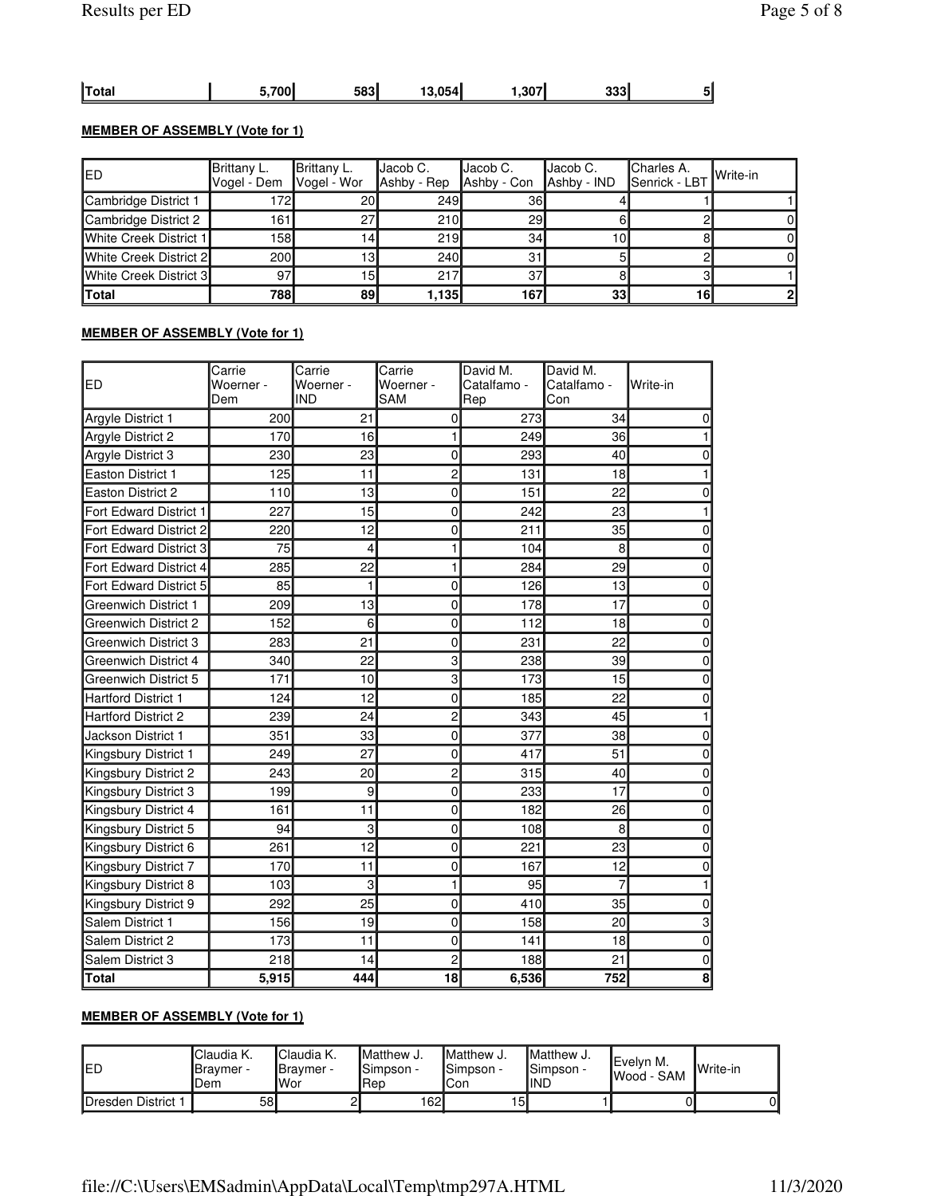| Total | 5,700 | 583 | 13,054 | 1,307 | 333 | 5 |
|---|---|---|---|---|---|---|

**MEMBER OF ASSEMBLY (Vote for 1)**

| ED | Brittany L. Vogel - Dem | Brittany L. Vogel - Wor | Jacob C. Ashby - Rep | Jacob C. Ashby - Con | Jacob C. Ashby - IND | Charles A. Senrick - LBT | Write-in |
|---|---|---|---|---|---|---|---|
| Cambridge District 1 | 172 | 20 | 249 | 36 | 4 | 1 | 1 |
| Cambridge District 2 | 161 | 27 | 210 | 29 | 6 | 2 | 0 |
| White Creek District 1 | 158 | 14 | 219 | 34 | 10 | 8 | 0 |
| White Creek District 2 | 200 | 13 | 240 | 31 | 5 | 2 | 0 |
| White Creek District 3 | 97 | 15 | 217 | 37 | 8 | 3 | 1 |
| **Total** | **788** | **89** | **1,135** | **167** | **33** | **16** | **2** |

**MEMBER OF ASSEMBLY (Vote for 1)**

| ED | Carrie Woerner - Dem | Carrie Woerner - IND | Carrie Woerner - SAM | David M. Catalfamo - Rep | David M. Catalfamo - Con | Write-in |
|---|---|---|---|---|---|---|
| Argyle District 1 | 200 | 21 | 0 | 273 | 34 | 0 |
| Argyle District 2 | 170 | 16 | 1 | 249 | 36 | 1 |
| Argyle District 3 | 230 | 23 | 0 | 293 | 40 | 0 |
| Easton District 1 | 125 | 11 | 2 | 131 | 18 | 1 |
| Easton District 2 | 110 | 13 | 0 | 151 | 22 | 0 |
| Fort Edward District 1 | 227 | 15 | 0 | 242 | 23 | 1 |
| Fort Edward District 2 | 220 | 12 | 0 | 211 | 35 | 0 |
| Fort Edward District 3 | 75 | 4 | 1 | 104 | 8 | 0 |
| Fort Edward District 4 | 285 | 22 | 1 | 284 | 29 | 0 |
| Fort Edward District 5 | 85 | 1 | 0 | 126 | 13 | 0 |
| Greenwich District 1 | 209 | 13 | 0 | 178 | 17 | 0 |
| Greenwich District 2 | 152 | 6 | 0 | 112 | 18 | 0 |
| Greenwich District 3 | 283 | 21 | 0 | 231 | 22 | 0 |
| Greenwich District 4 | 340 | 22 | 3 | 238 | 39 | 0 |
| Greenwich District 5 | 171 | 10 | 3 | 173 | 15 | 0 |
| Hartford District 1 | 124 | 12 | 0 | 185 | 22 | 0 |
| Hartford District 2 | 239 | 24 | 2 | 343 | 45 | 1 |
| Jackson District 1 | 351 | 33 | 0 | 377 | 38 | 0 |
| Kingsbury District 1 | 249 | 27 | 0 | 417 | 51 | 0 |
| Kingsbury District 2 | 243 | 20 | 2 | 315 | 40 | 0 |
| Kingsbury District 3 | 199 | 9 | 0 | 233 | 17 | 0 |
| Kingsbury District 4 | 161 | 11 | 0 | 182 | 26 | 0 |
| Kingsbury District 5 | 94 | 3 | 0 | 108 | 8 | 0 |
| Kingsbury District 6 | 261 | 12 | 0 | 221 | 23 | 0 |
| Kingsbury District 7 | 170 | 11 | 0 | 167 | 12 | 0 |
| Kingsbury District 8 | 103 | 3 | 1 | 95 | 7 | 1 |
| Kingsbury District 9 | 292 | 25 | 0 | 410 | 35 | 0 |
| Salem District 1 | 156 | 19 | 0 | 158 | 20 | 3 |
| Salem District 2 | 173 | 11 | 0 | 141 | 18 | 0 |
| Salem District 3 | 218 | 14 | 2 | 188 | 21 | 0 |
| **Total** | **5,915** | **444** | **18** | **6,536** | **752** | **8** |

**MEMBER OF ASSEMBLY (Vote for 1)**

| ED | Claudia K. Braymer - Dem | Claudia K. Braymer - Wor | Matthew J. Simpson - Rep | Matthew J. Simpson - Con | Matthew J. Simpson - IND | Evelyn M. Wood - SAM | Write-in |
|---|---|---|---|---|---|---|---|
| Dresden District 1 | 58 | 2 | 162 | 15 | 1 | 0 | 0 |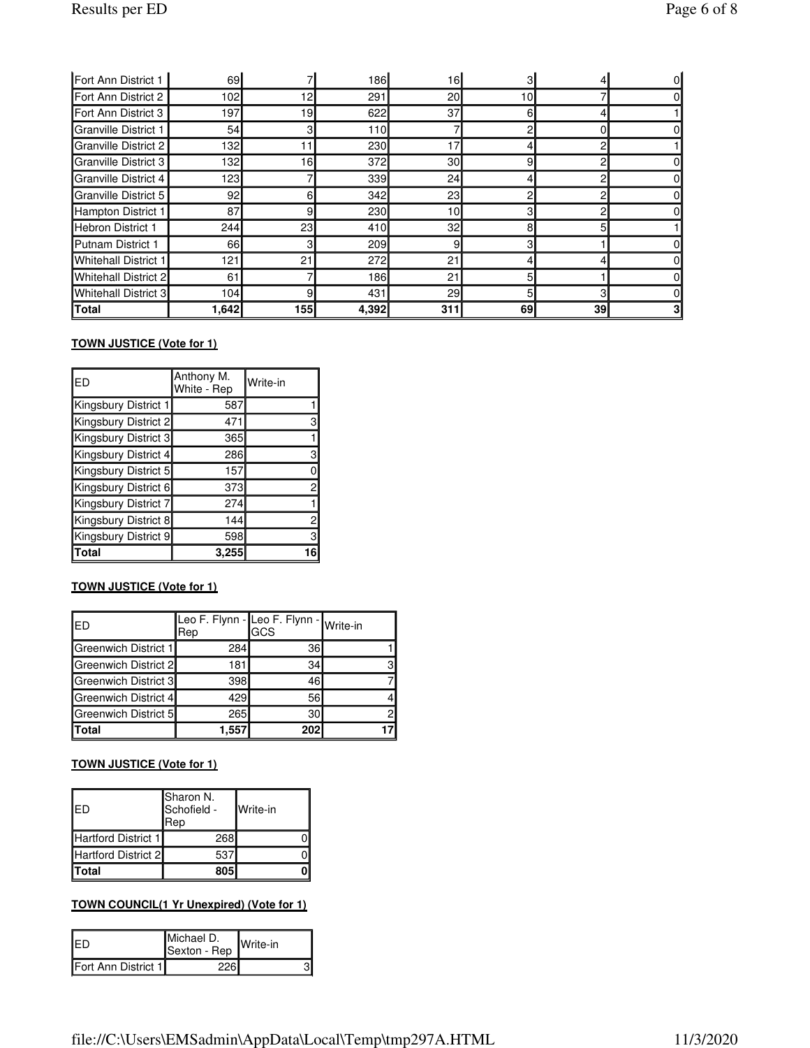| | | | | | | | |
|---|---|---|---|---|---|---|---|
| Fort Ann District 1 | 69 | 7 | 186 | 16 | 3 | 4 | 0 |
| Fort Ann District 2 | 102 | 12 | 291 | 20 | 10 | 7 | 0 |
| Fort Ann District 3 | 197 | 19 | 622 | 37 | 6 | 4 | 1 |
| Granville District 1 | 54 | 3 | 110 | 7 | 2 | 0 | 0 |
| Granville District 2 | 132 | 11 | 230 | 17 | 4 | 2 | 1 |
| Granville District 3 | 132 | 16 | 372 | 30 | 9 | 2 | 0 |
| Granville District 4 | 123 | 7 | 339 | 24 | 4 | 2 | 0 |
| Granville District 5 | 92 | 6 | 342 | 23 | 2 | 2 | 0 |
| Hampton District 1 | 87 | 9 | 230 | 10 | 3 | 2 | 0 |
| Hebron District 1 | 244 | 23 | 410 | 32 | 8 | 5 | 1 |
| Putnam District 1 | 66 | 3 | 209 | 9 | 3 | 1 | 0 |
| Whitehall District 1 | 121 | 21 | 272 | 21 | 4 | 4 | 0 |
| Whitehall District 2 | 61 | 7 | 186 | 21 | 5 | 1 | 0 |
| Whitehall District 3 | 104 | 9 | 431 | 29 | 5 | 3 | 0 |
| **Total** | **1,642** | **155** | **4,392** | **311** | **69** | **39** | **3** |

**TOWN JUSTICE (Vote for 1)**

| ED | Anthony M. White - Rep | Write-in |
|---|---|---|
| Kingsbury District 1 | 587 | 1 |
| Kingsbury District 2 | 471 | 3 |
| Kingsbury District 3 | 365 | 1 |
| Kingsbury District 4 | 286 | 3 |
| Kingsbury District 5 | 157 | 0 |
| Kingsbury District 6 | 373 | 2 |
| Kingsbury District 7 | 274 | 1 |
| Kingsbury District 8 | 144 | 2 |
| Kingsbury District 9 | 598 | 3 |
| **Total** | **3,255** | **16** |

**TOWN JUSTICE (Vote for 1)**

| ED | Leo F. Flynn - Rep | Leo F. Flynn - GCS | Write-in |
|---|---|---|---|
| Greenwich District 1 | 284 | 36 | 1 |
| Greenwich District 2 | 181 | 34 | 3 |
| Greenwich District 3 | 398 | 46 | 7 |
| Greenwich District 4 | 429 | 56 | 4 |
| Greenwich District 5 | 265 | 30 | 2 |
| **Total** | **1,557** | **202** | **17** |

**TOWN JUSTICE (Vote for 1)**

| ED | Sharon N. Schofield - Rep | Write-in |
|---|---|---|
| Hartford District 1 | 268 | 0 |
| Hartford District 2 | 537 | 0 |
| **Total** | **805** | **0** |

**TOWN COUNCIL(1 Yr Unexpired) (Vote for 1)**

| ED | Michael D. Sexton - Rep | Write-in |
|---|---|---|
| Fort Ann District 1 | 226 | 3 |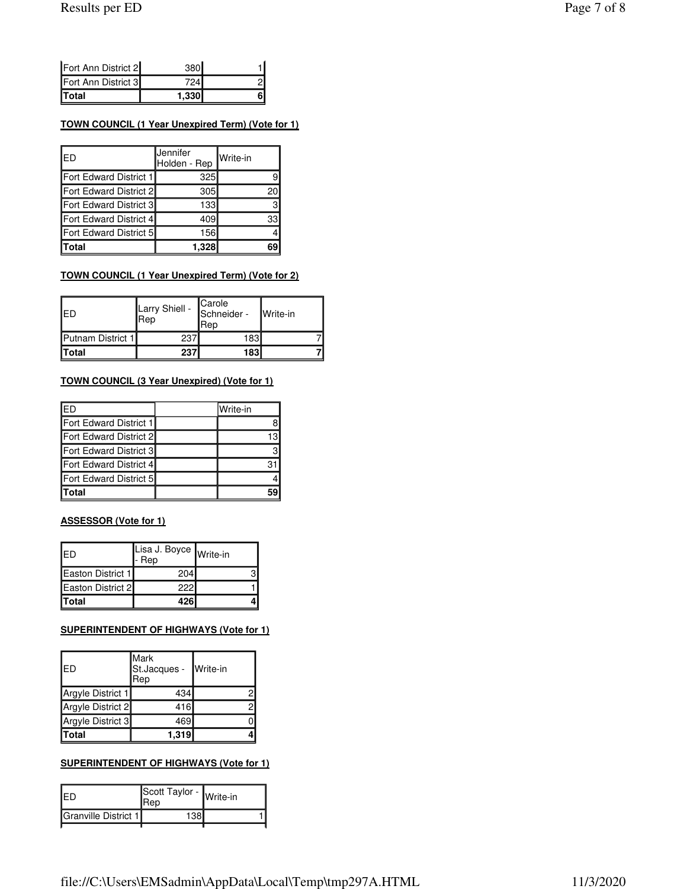| | | |
|---|---|---|
| Fort Ann District 2 | 380 | 1 |
| Fort Ann District 3 | 724 | 2 |
| **Total** | **1,330** | **6** |

**TOWN COUNCIL (1 Year Unexpired Term) (Vote for 1)**

| ED | Jennifer Holden - Rep | Write-in |
|---|---|---|
| Fort Edward District 1 | 325 | 9 |
| Fort Edward District 2 | 305 | 20 |
| Fort Edward District 3 | 133 | 3 |
| Fort Edward District 4 | 409 | 33 |
| Fort Edward District 5 | 156 | 4 |
| **Total** | **1,328** | **69** |

**TOWN COUNCIL (1 Year Unexpired Term) (Vote for 2)**

| ED | Larry Shiell - Rep | Carole Schneider - Rep | Write-in |
|---|---|---|---|
| Putnam District 1 | 237 | 183 | 7 |
| **Total** | **237** | **183** | **7** |

**TOWN COUNCIL (3 Year Unexpired) (Vote for 1)**

| ED | | Write-in |
|---|---|---|
| Fort Edward District 1 | | 8 |
| Fort Edward District 2 | | 13 |
| Fort Edward District 3 | | 3 |
| Fort Edward District 4 | | 31 |
| Fort Edward District 5 | | 4 |
| **Total** | | **59** |

**ASSESSOR (Vote for 1)**

| ED | Lisa J. Boyce - Rep | Write-in |
|---|---|---|
| Easton District 1 | 204 | 3 |
| Easton District 2 | 222 | 1 |
| **Total** | **426** | **4** |

**SUPERINTENDENT OF HIGHWAYS (Vote for 1)**

| ED | Mark St.Jacques - Rep | Write-in |
|---|---|---|
| Argyle District 1 | 434 | 2 |
| Argyle District 2 | 416 | 2 |
| Argyle District 3 | 469 | 0 |
| **Total** | **1,319** | **4** |

**SUPERINTENDENT OF HIGHWAYS (Vote for 1)**

| ED | Scott Taylor - Rep | Write-in |
|---|---|---|
| Granville District 1 | 138 | 1 |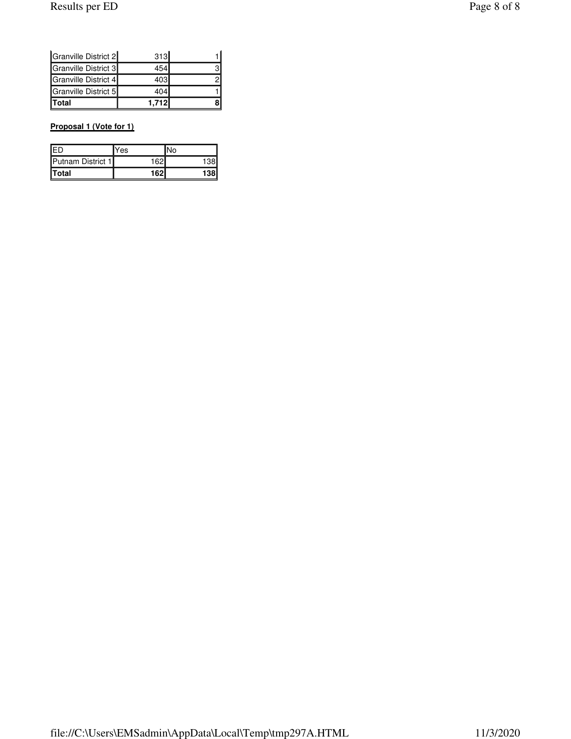| | | |
|---|---|---|
| Granville District 2 | 313 | 1 |
| Granville District 3 | 454 | 3 |
| Granville District 4 | 403 | 2 |
| Granville District 5 | 404 | 1 |
| **Total** | **1,712** | **8** |

**Proposal 1 (Vote for 1)**

| ED | Yes | No |
|---|---|---|
| Putnam District 1 | 162 | 138 |
| **Total** | **162** | **138** |